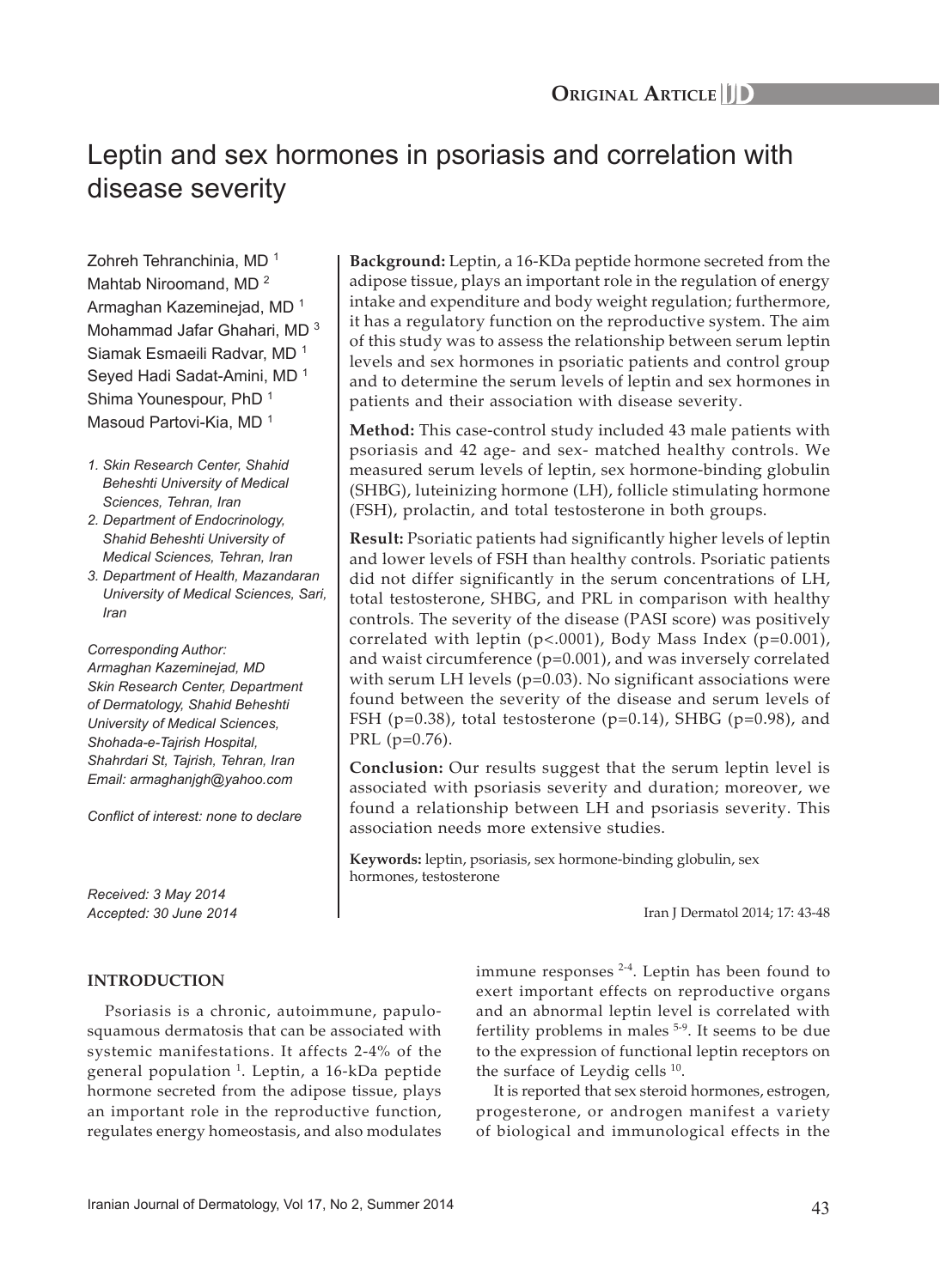**Original Article**

# Leptin and sex hormones in psoriasis and correlation with disease severity

Zohreh Tehranchinia, MD [1]
Mahtab Niroomand, MD [2]
Armaghan Kazeminejad, MD [1]
Mohammad Jafar Ghahari, MD [3]
Siamak Esmaeili Radvar, MD [1]
Seyed Hadi Sadat-Amini, MD [1]
Shima Younespour, PhD [1]
Masoud Partovi-Kia, MD [1]

*1. Skin Research Center, Shahid Beheshti University of Medical Sciences, Tehran, Iran*
*2. Department of Endocrinology, Shahid Beheshti University of Medical Sciences, Tehran, Iran*
*3. Department of Health, Mazandaran University of Medical Sciences, Sari, Iran*

*Corresponding Author:*
*Armaghan Kazeminejad, MD*
*Skin Research Center, Department of Dermatology, Shahid Beheshti University of Medical Sciences, Shohada-e-Tajrish Hospital, Shahrdari St, Tajrish, Tehran, Iran*
*Email: armaghanjgh@yahoo.com*

*Conflict of interest: none to declare*

*Received: 3 May 2014*
*Accepted: 30 June 2014*

**Background:** Leptin, a 16-KDa peptide hormone secreted from the adipose tissue, plays an important role in the regulation of energy intake and expenditure and body weight regulation; furthermore, it has a regulatory function on the reproductive system. The aim of this study was to assess the relationship between serum leptin levels and sex hormones in psoriatic patients and control group and to determine the serum levels of leptin and sex hormones in patients and their association with disease severity.

**Method:** This case-control study included 43 male patients with psoriasis and 42 age- and sex- matched healthy controls. We measured serum levels of leptin, sex hormone-binding globulin (SHBG), luteinizing hormone (LH), follicle stimulating hormone (FSH), prolactin, and total testosterone in both groups.

**Result:** Psoriatic patients had significantly higher levels of leptin and lower levels of FSH than healthy controls. Psoriatic patients did not differ significantly in the serum concentrations of LH, total testosterone, SHBG, and PRL in comparison with healthy controls. The severity of the disease (PASI score) was positively correlated with leptin ($p<.0001$), Body Mass Index ($p=0.001$), and waist circumference ($p=0.001$), and was inversely correlated with serum LH levels ($p=0.03$). No significant associations were found between the severity of the disease and serum levels of FSH ($p=0.38$), total testosterone ($p=0.14$), SHBG ($p=0.98$), and PRL ($p=0.76$).

**Conclusion:** Our results suggest that the serum leptin level is associated with psoriasis severity and duration; moreover, we found a relationship between LH and psoriasis severity. This association needs more extensive studies.

**Keywords:** leptin, psoriasis, sex hormone-binding globulin, sex hormones, testosterone

Iran J Dermatol 2014; 17: 43-48

## INTRODUCTION

Psoriasis is a chronic, autoimmune, papulosquamous dermatosis that can be associated with systemic manifestations. It affects 2-4% of the general population [1]. Leptin, a 16-kDa peptide hormone secreted from the adipose tissue, plays an important role in the reproductive function, regulates energy homeostasis, and also modulates immune responses [2-4]. Leptin has been found to exert important effects on reproductive organs and an abnormal leptin level is correlated with fertility problems in males [5-9]. It seems to be due to the expression of functional leptin receptors on the surface of Leydig cells [10].

It is reported that sex steroid hormones, estrogen, progesterone, or androgen manifest a variety of biological and immunological effects in the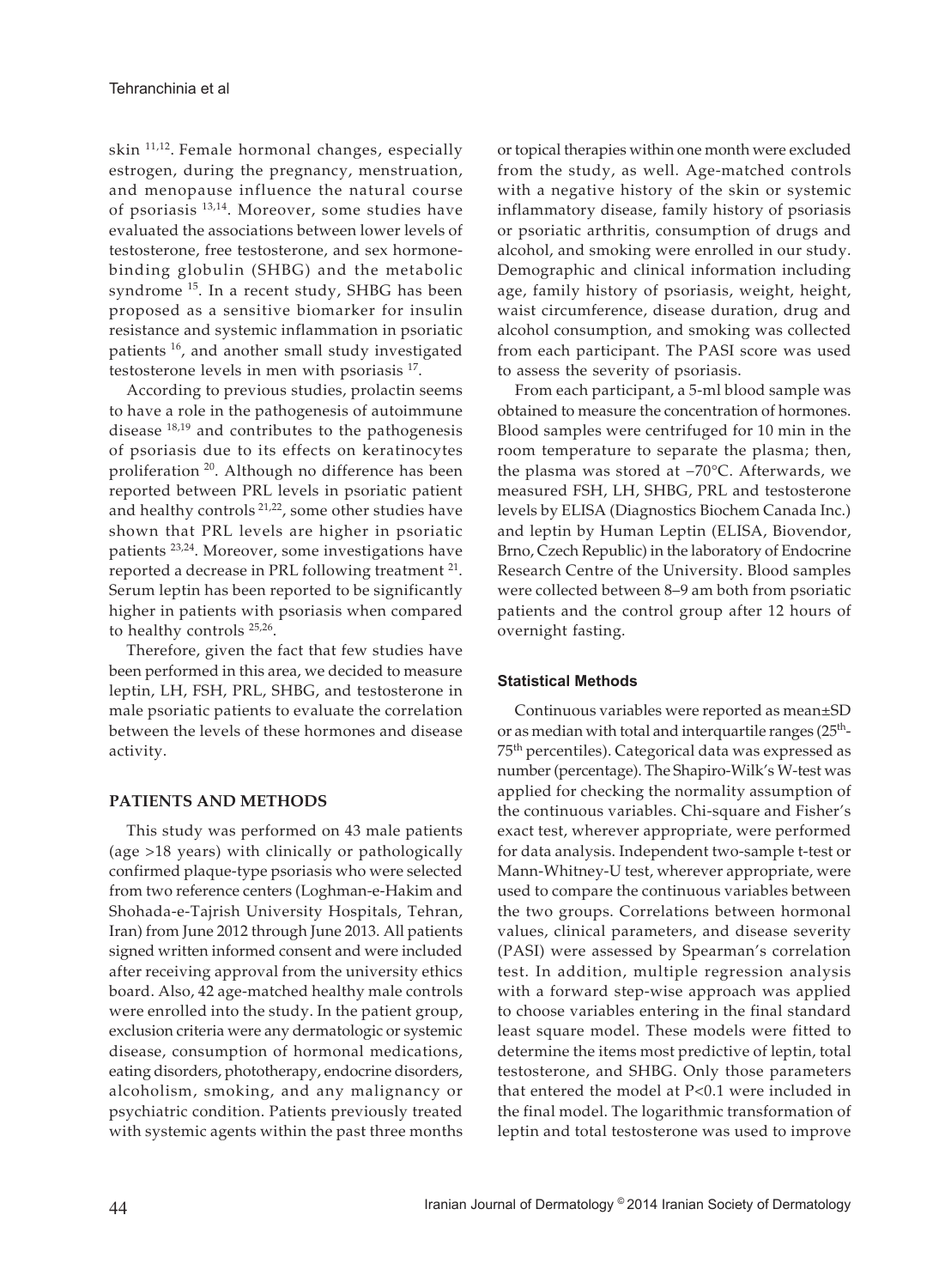skin [11,12]. Female hormonal changes, especially estrogen, during the pregnancy, menstruation, and menopause influence the natural course of psoriasis [13,14]. Moreover, some studies have evaluated the associations between lower levels of testosterone, free testosterone, and sex hormone-binding globulin (SHBG) and the metabolic syndrome [15]. In a recent study, SHBG has been proposed as a sensitive biomarker for insulin resistance and systemic inflammation in psoriatic patients [16], and another small study investigated testosterone levels in men with psoriasis [17].

According to previous studies, prolactin seems to have a role in the pathogenesis of autoimmune disease [18,19] and contributes to the pathogenesis of psoriasis due to its effects on keratinocytes proliferation [20]. Although no difference has been reported between PRL levels in psoriatic patient and healthy controls [21,22], some other studies have shown that PRL levels are higher in psoriatic patients [23,24]. Moreover, some investigations have reported a decrease in PRL following treatment [21]. Serum leptin has been reported to be significantly higher in patients with psoriasis when compared to healthy controls [25,26].

Therefore, given the fact that few studies have been performed in this area, we decided to measure leptin, LH, FSH, PRL, SHBG, and testosterone in male psoriatic patients to evaluate the correlation between the levels of these hormones and disease activity.

## PATIENTS AND METHODS

This study was performed on 43 male patients (age >18 years) with clinically or pathologically confirmed plaque-type psoriasis who were selected from two reference centers (Loghman-e-Hakim and Shohada-e-Tajrish University Hospitals, Tehran, Iran) from June 2012 through June 2013. All patients signed written informed consent and were included after receiving approval from the university ethics board. Also, 42 age-matched healthy male controls were enrolled into the study. In the patient group, exclusion criteria were any dermatologic or systemic disease, consumption of hormonal medications, eating disorders, phototherapy, endocrine disorders, alcoholism, smoking, and any malignancy or psychiatric condition. Patients previously treated with systemic agents within the past three months or topical therapies within one month were excluded from the study, as well. Age-matched controls with a negative history of the skin or systemic inflammatory disease, family history of psoriasis or psoriatic arthritis, consumption of drugs and alcohol, and smoking were enrolled in our study. Demographic and clinical information including age, family history of psoriasis, weight, height, waist circumference, disease duration, drug and alcohol consumption, and smoking was collected from each participant. The PASI score was used to assess the severity of psoriasis.

From each participant, a 5-ml blood sample was obtained to measure the concentration of hormones. Blood samples were centrifuged for 10 min in the room temperature to separate the plasma; then, the plasma was stored at −70°C. Afterwards, we measured FSH, LH, SHBG, PRL and testosterone levels by ELISA (Diagnostics Biochem Canada Inc.) and leptin by Human Leptin (ELISA, Biovendor, Brno, Czech Republic) in the laboratory of Endocrine Research Centre of the University. Blood samples were collected between 8–9 am both from psoriatic patients and the control group after 12 hours of overnight fasting.

### Statistical Methods

Continuous variables were reported as mean±SD or as median with total and interquartile ranges ($25^{th}$-$75^{th}$ percentiles). Categorical data was expressed as number (percentage). The Shapiro-Wilk's W-test was applied for checking the normality assumption of the continuous variables. Chi-square and Fisher's exact test, wherever appropriate, were performed for data analysis. Independent two-sample t-test or Mann-Whitney-U test, wherever appropriate, were used to compare the continuous variables between the two groups. Correlations between hormonal values, clinical parameters, and disease severity (PASI) were assessed by Spearman's correlation test. In addition, multiple regression analysis with a forward step-wise approach was applied to choose variables entering in the final standard least square model. These models were fitted to determine the items most predictive of leptin, total testosterone, and SHBG. Only those parameters that entered the model at $P<0.1$ were included in the final model. The logarithmic transformation of leptin and total testosterone was used to improve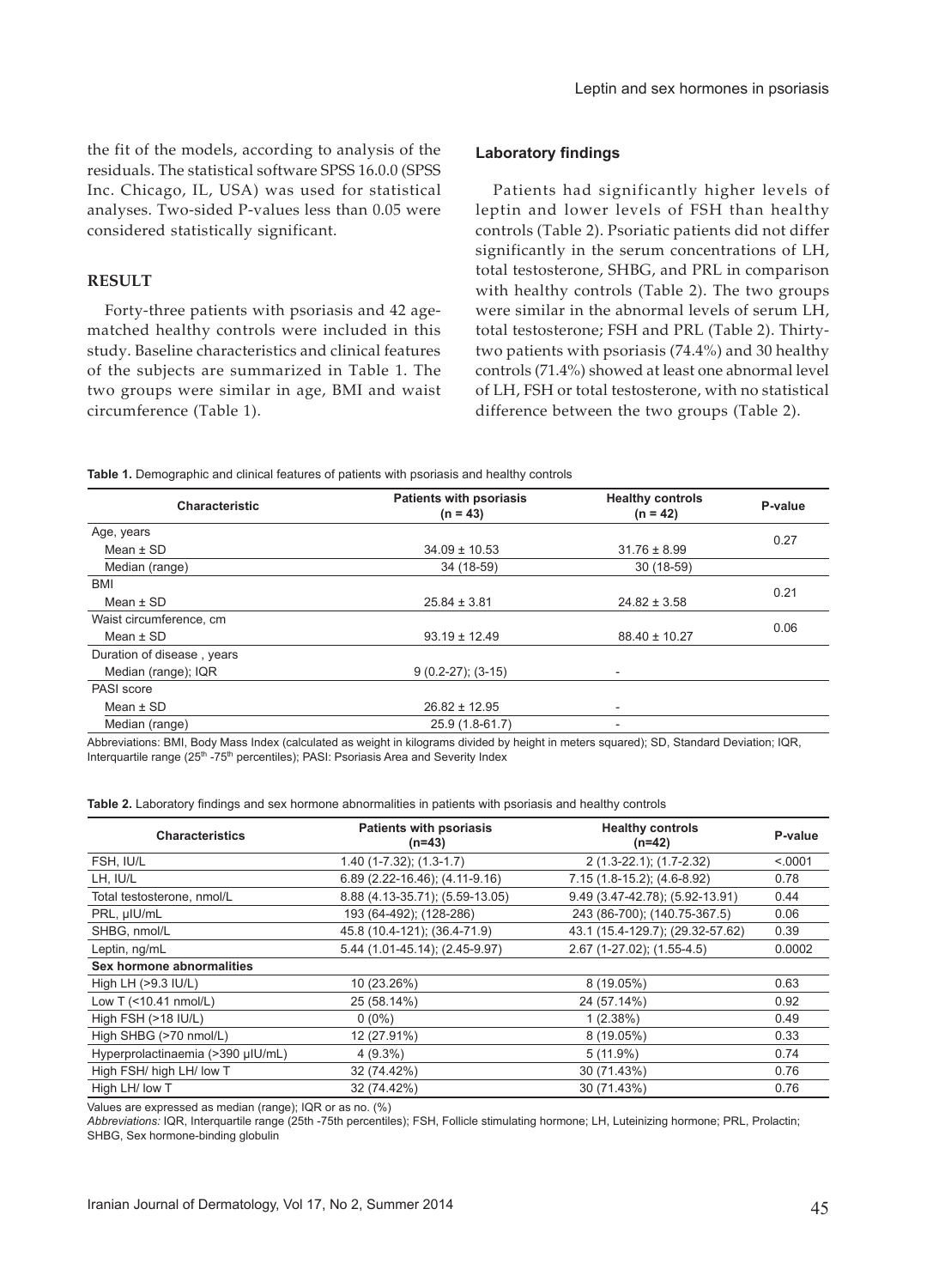the fit of the models, according to analysis of the residuals. The statistical software SPSS 16.0.0 (SPSS Inc. Chicago, IL, USA) was used for statistical analyses. Two-sided P-values less than 0.05 were considered statistically significant.

## RESULT

Forty-three patients with psoriasis and 42 age-matched healthy controls were included in this study. Baseline characteristics and clinical features of the subjects are summarized in Table 1. The two groups were similar in age, BMI and waist circumference (Table 1).

### Laboratory findings

Patients had significantly higher levels of leptin and lower levels of FSH than healthy controls (Table 2). Psoriatic patients did not differ significantly in the serum concentrations of LH, total testosterone, SHBG, and PRL in comparison with healthy controls (Table 2). The two groups were similar in the abnormal levels of serum LH, total testosterone; FSH and PRL (Table 2). Thirty-two patients with psoriasis (74.4%) and 30 healthy controls (71.4%) showed at least one abnormal level of LH, FSH or total testosterone, with no statistical difference between the two groups (Table 2).

**Table 1.** Demographic and clinical features of patients with psoriasis and healthy controls

| Characteristic | Patients with psoriasis (n = 43) | Healthy controls (n = 42) | P-value |
|---|---|---|---|
| Age, years | | | 0.27 |
| Mean ± SD | 34.09 ± 10.53 | 31.76 ± 8.99 | |
| Median (range) | 34 (18-59) | 30 (18-59) | |
| BMI | | | 0.21 |
| Mean ± SD | 25.84 ± 3.81 | 24.82 ± 3.58 | |
| Waist circumference, cm | | | 0.06 |
| Mean ± SD | 93.19 ± 12.49 | 88.40 ± 10.27 | |
| Duration of disease , years | | | |
| Median (range); IQR | 9 (0.2-27); (3-15) | - | |
| PASI score | | | |
| Mean ± SD | 26.82 ± 12.95 | - | |
| Median (range) | 25.9 (1.8-61.7) | - | |

Abbreviations: BMI, Body Mass Index (calculated as weight in kilograms divided by height in meters squared); SD, Standard Deviation; IQR, Interquartile range (25th -75th percentiles); PASI: Psoriasis Area and Severity Index

**Table 2.** Laboratory findings and sex hormone abnormalities in patients with psoriasis and healthy controls

| Characteristics | Patients with psoriasis (n=43) | Healthy controls (n=42) | P-value |
|---|---|---|---|
| FSH, IU/L | 1.40 (1-7.32); (1.3-1.7) | 2 (1.3-22.1); (1.7-2.32) | <.0001 |
| LH, IU/L | 6.89 (2.22-16.46); (4.11-9.16) | 7.15 (1.8-15.2); (4.6-8.92) | 0.78 |
| Total testosterone, nmol/L | 8.88 (4.13-35.71); (5.59-13.05) | 9.49 (3.47-42.78); (5.92-13.91) | 0.44 |
| PRL, µIU/mL | 193 (64-492); (128-286) | 243 (86-700); (140.75-367.5) | 0.06 |
| SHBG, nmol/L | 45.8 (10.4-121); (36.4-71.9) | 43.1 (15.4-129.7); (29.32-57.62) | 0.39 |
| Leptin, ng/mL | 5.44 (1.01-45.14); (2.45-9.97) | 2.67 (1-27.02); (1.55-4.5) | 0.0002 |
| **Sex hormone abnormalities** | | | |
| High LH (>9.3 IU/L) | 10 (23.26%) | 8 (19.05%) | 0.63 |
| Low T (<10.41 nmol/L) | 25 (58.14%) | 24 (57.14%) | 0.92 |
| High FSH (>18 IU/L) | 0 (0%) | 1 (2.38%) | 0.49 |
| High SHBG (>70 nmol/L) | 12 (27.91%) | 8 (19.05%) | 0.33 |
| Hyperprolactinaemia (>390 µIU/mL) | 4 (9.3%) | 5 (11.9%) | 0.74 |
| High FSH/ high LH/ low T | 32 (74.42%) | 30 (71.43%) | 0.76 |
| High LH/ low T | 32 (74.42%) | 30 (71.43%) | 0.76 |

Values are expressed as median (range); IQR or as no. (%)

*Abbreviations:* IQR, Interquartile range (25th -75th percentiles); FSH, Follicle stimulating hormone; LH, Luteinizing hormone; PRL, Prolactin; SHBG, Sex hormone-binding globulin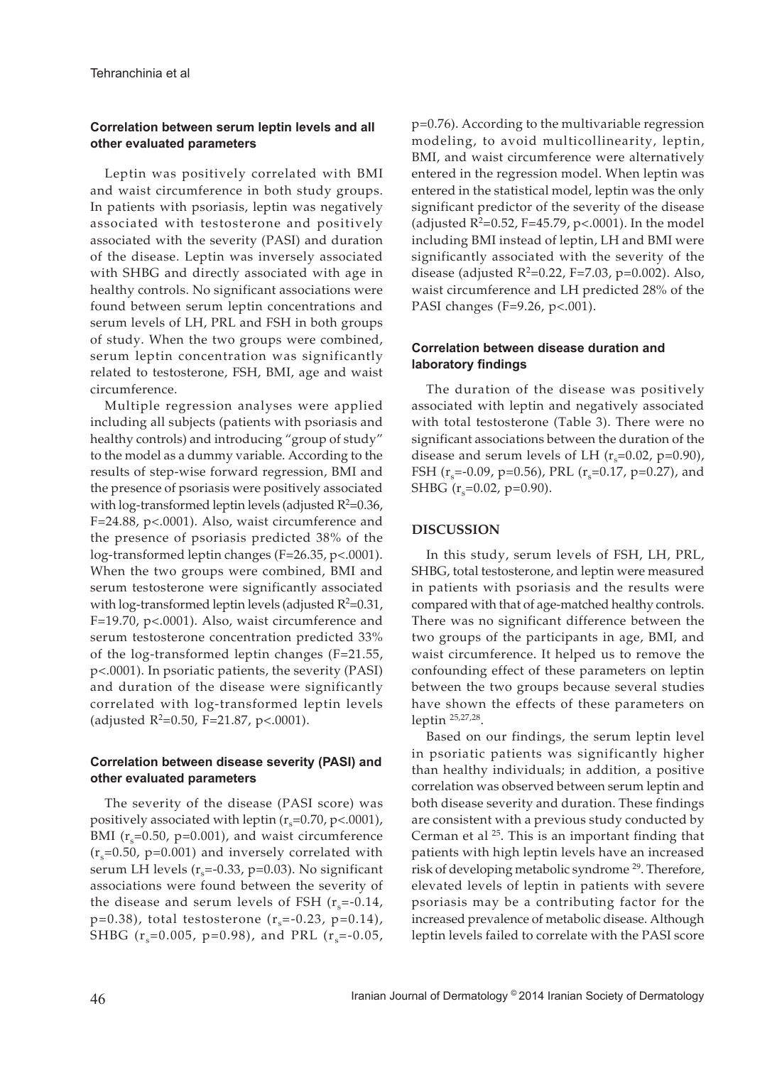### Correlation between serum leptin levels and all other evaluated parameters

Leptin was positively correlated with BMI and waist circumference in both study groups. In patients with psoriasis, leptin was negatively associated with testosterone and positively associated with the severity (PASI) and duration of the disease. Leptin was inversely associated with SHBG and directly associated with age in healthy controls. No significant associations were found between serum leptin concentrations and serum levels of LH, PRL and FSH in both groups of study. When the two groups were combined, serum leptin concentration was significantly related to testosterone, FSH, BMI, age and waist circumference.

Multiple regression analyses were applied including all subjects (patients with psoriasis and healthy controls) and introducing "group of study" to the model as a dummy variable. According to the results of step-wise forward regression, BMI and the presence of psoriasis were positively associated with log-transformed leptin levels (adjusted $R^2$=0.36, F=24.88, p<.0001). Also, waist circumference and the presence of psoriasis predicted 38% of the log-transformed leptin changes (F=26.35, p<.0001). When the two groups were combined, BMI and serum testosterone were significantly associated with log-transformed leptin levels (adjusted $R^2$=0.31, F=19.70, p<.0001). Also, waist circumference and serum testosterone concentration predicted 33% of the log-transformed leptin changes (F=21.55, p<.0001). In psoriatic patients, the severity (PASI) and duration of the disease were significantly correlated with log-transformed leptin levels (adjusted $R^2$=0.50, F=21.87, p<.0001).

### Correlation between disease severity (PASI) and other evaluated parameters

The severity of the disease (PASI score) was positively associated with leptin ($r_s$=0.70, p<.0001), BMI ($r_s$=0.50, p=0.001), and waist circumference ($r_s$=0.50, p=0.001) and inversely correlated with serum LH levels ($r_s$=-0.33, p=0.03). No significant associations were found between the severity of the disease and serum levels of FSH ($r_s$=-0.14, p=0.38), total testosterone ($r_s$=-0.23, p=0.14), SHBG ($r_s$=0.005, p=0.98), and PRL ($r_s$=-0.05, p=0.76). According to the multivariable regression modeling, to avoid multicollinearity, leptin, BMI, and waist circumference were alternatively entered in the regression model. When leptin was entered in the statistical model, leptin was the only significant predictor of the severity of the disease (adjusted $R^2$=0.52, F=45.79, p<.0001). In the model including BMI instead of leptin, LH and BMI were significantly associated with the severity of the disease (adjusted $R^2$=0.22, F=7.03, p=0.002). Also, waist circumference and LH predicted 28% of the PASI changes (F=9.26, p<.001).

### Correlation between disease duration and laboratory findings

The duration of the disease was positively associated with leptin and negatively associated with total testosterone (Table 3). There were no significant associations between the duration of the disease and serum levels of LH ($r_s$=0.02, p=0.90), FSH ($r_s$=-0.09, p=0.56), PRL ($r_s$=0.17, p=0.27), and SHBG ($r_s$=0.02, p=0.90).

## DISCUSSION

In this study, serum levels of FSH, LH, PRL, SHBG, total testosterone, and leptin were measured in patients with psoriasis and the results were compared with that of age-matched healthy controls. There was no significant difference between the two groups of the participants in age, BMI, and waist circumference. It helped us to remove the confounding effect of these parameters on leptin between the two groups because several studies have shown the effects of these parameters on leptin [25,27,28].

Based on our findings, the serum leptin level in psoriatic patients was significantly higher than healthy individuals; in addition, a positive correlation was observed between serum leptin and both disease severity and duration. These findings are consistent with a previous study conducted by Cerman et al [25]. This is an important finding that patients with high leptin levels have an increased risk of developing metabolic syndrome [29]. Therefore, elevated levels of leptin in patients with severe psoriasis may be a contributing factor for the increased prevalence of metabolic disease. Although leptin levels failed to correlate with the PASI score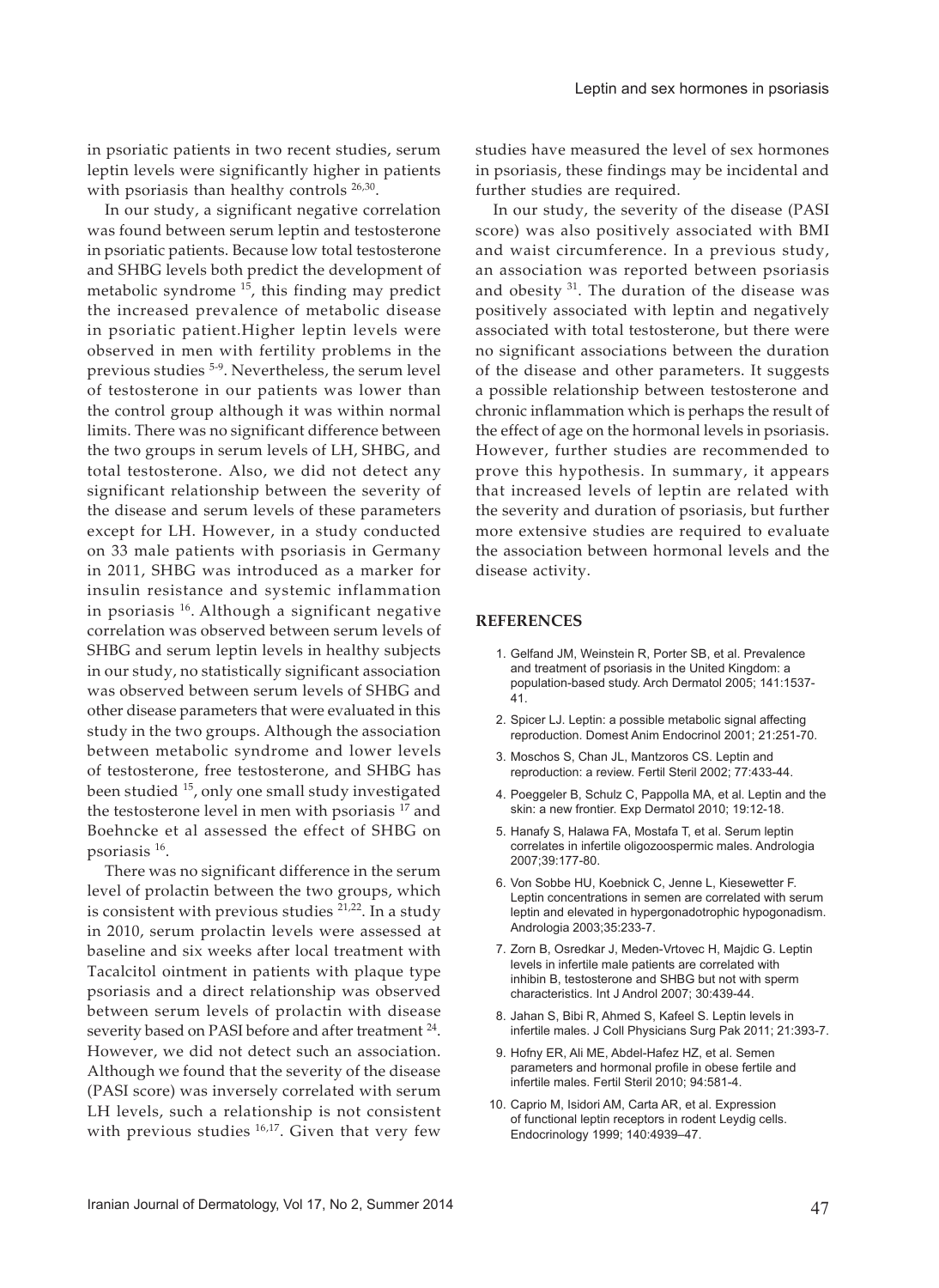in psoriatic patients in two recent studies, serum leptin levels were significantly higher in patients with psoriasis than healthy controls [26,30].

In our study, a significant negative correlation was found between serum leptin and testosterone in psoriatic patients. Because low total testosterone and SHBG levels both predict the development of metabolic syndrome [15], this finding may predict the increased prevalence of metabolic disease in psoriatic patient.Higher leptin levels were observed in men with fertility problems in the previous studies [5-9]. Nevertheless, the serum level of testosterone in our patients was lower than the control group although it was within normal limits. There was no significant difference between the two groups in serum levels of LH, SHBG, and total testosterone. Also, we did not detect any significant relationship between the severity of the disease and serum levels of these parameters except for LH. However, in a study conducted on 33 male patients with psoriasis in Germany in 2011, SHBG was introduced as a marker for insulin resistance and systemic inflammation in psoriasis [16]. Although a significant negative correlation was observed between serum levels of SHBG and serum leptin levels in healthy subjects in our study, no statistically significant association was observed between serum levels of SHBG and other disease parameters that were evaluated in this study in the two groups. Although the association between metabolic syndrome and lower levels of testosterone, free testosterone, and SHBG has been studied [15], only one small study investigated the testosterone level in men with psoriasis [17] and Boehncke et al assessed the effect of SHBG on psoriasis [16].

There was no significant difference in the serum level of prolactin between the two groups, which is consistent with previous studies [21,22]. In a study in 2010, serum prolactin levels were assessed at baseline and six weeks after local treatment with Tacalcitol ointment in patients with plaque type psoriasis and a direct relationship was observed between serum levels of prolactin with disease severity based on PASI before and after treatment [24]. However, we did not detect such an association. Although we found that the severity of the disease (PASI score) was inversely correlated with serum LH levels, such a relationship is not consistent with previous studies [16,17]. Given that very few studies have measured the level of sex hormones in psoriasis, these findings may be incidental and further studies are required.

In our study, the severity of the disease (PASI score) was also positively associated with BMI and waist circumference. In a previous study, an association was reported between psoriasis and obesity [31]. The duration of the disease was positively associated with leptin and negatively associated with total testosterone, but there were no significant associations between the duration of the disease and other parameters. It suggests a possible relationship between testosterone and chronic inflammation which is perhaps the result of the effect of age on the hormonal levels in psoriasis. However, further studies are recommended to prove this hypothesis. In summary, it appears that increased levels of leptin are related with the severity and duration of psoriasis, but further more extensive studies are required to evaluate the association between hormonal levels and the disease activity.

## REFERENCES

1. Gelfand JM, Weinstein R, Porter SB, et al. Prevalence and treatment of psoriasis in the United Kingdom: a population-based study. Arch Dermatol 2005; 141:1537-41.
2. Spicer LJ. Leptin: a possible metabolic signal affecting reproduction. Domest Anim Endocrinol 2001; 21:251-70.
3. Moschos S, Chan JL, Mantzoros CS. Leptin and reproduction: a review. Fertil Steril 2002; 77:433-44.
4. Poeggeler B, Schulz C, Pappolla MA, et al. Leptin and the skin: a new frontier. Exp Dermatol 2010; 19:12-18.
5. Hanafy S, Halawa FA, Mostafa T, et al. Serum leptin correlates in infertile oligozoospermic males. Andrologia 2007;39:177-80.
6. Von Sobbe HU, Koebnick C, Jenne L, Kiesewetter F. Leptin concentrations in semen are correlated with serum leptin and elevated in hypergonadotrophic hypogonadism. Andrologia 2003;35:233-7.
7. Zorn B, Osredkar J, Meden-Vrtovec H, Majdic G. Leptin levels in infertile male patients are correlated with inhibin B, testosterone and SHBG but not with sperm characteristics. Int J Androl 2007; 30:439-44.
8. Jahan S, Bibi R, Ahmed S, Kafeel S. Leptin levels in infertile males. J Coll Physicians Surg Pak 2011; 21:393-7.
9. Hofny ER, Ali ME, Abdel-Hafez HZ, et al. Semen parameters and hormonal profile in obese fertile and infertile males. Fertil Steril 2010; 94:581-4.
10. Caprio M, Isidori AM, Carta AR, et al. Expression of functional leptin receptors in rodent Leydig cells. Endocrinology 1999; 140:4939–47.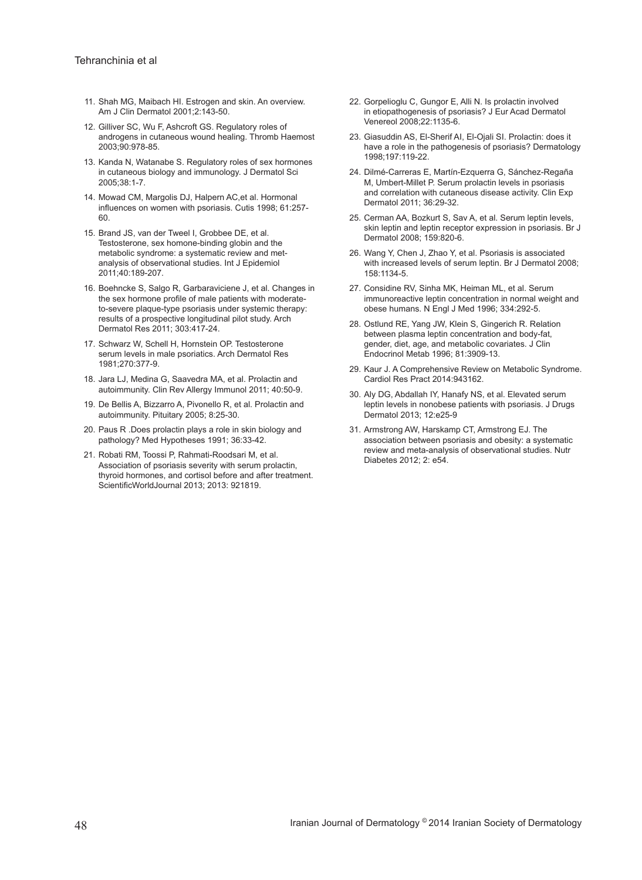11. Shah MG, Maibach HI. Estrogen and skin. An overview. Am J Clin Dermatol 2001;2:143-50.
12. Gilliver SC, Wu F, Ashcroft GS. Regulatory roles of androgens in cutaneous wound healing. Thromb Haemost 2003;90:978-85.
13. Kanda N, Watanabe S. Regulatory roles of sex hormones in cutaneous biology and immunology. J Dermatol Sci 2005;38:1-7.
14. Mowad CM, Margolis DJ, Halpern AC,et al. Hormonal influences on women with psoriasis. Cutis 1998; 61:257-60.
15. Brand JS, van der Tweel I, Grobbee DE, et al. Testosterone, sex homone-binding globin and the metabolic syndrome: a systematic review and met-analysis of observational studies. Int J Epidemiol 2011;40:189-207.
16. Boehncke S, Salgo R, Garbaraviciene J, et al. Changes in the sex hormone profile of male patients with moderate-to-severe plaque-type psoriasis under systemic therapy: results of a prospective longitudinal pilot study. Arch Dermatol Res 2011; 303:417-24.
17. Schwarz W, Schell H, Hornstein OP. Testosterone serum levels in male psoriatics. Arch Dermatol Res 1981;270:377-9.
18. Jara LJ, Medina G, Saavedra MA, et al. Prolactin and autoimmunity. Clin Rev Allergy Immunol 2011; 40:50-9.
19. De Bellis A, Bizzarro A, Pivonello R, et al. Prolactin and autoimmunity. Pituitary 2005; 8:25-30.
20. Paus R .Does prolactin plays a role in skin biology and pathology? Med Hypotheses 1991; 36:33-42.
21. Robati RM, Toossi P, Rahmati-Roodsari M, et al. Association of psoriasis severity with serum prolactin, thyroid hormones, and cortisol before and after treatment. ScientificWorldJournal 2013; 2013: 921819.
22. Gorpelioglu C, Gungor E, Alli N. Is prolactin involved in etiopathogenesis of psoriasis? J Eur Acad Dermatol Venereol 2008;22:1135-6.
23. Giasuddin AS, El-Sherif AI, El-Ojali SI. Prolactin: does it have a role in the pathogenesis of psoriasis? Dermatology 1998;197:119-22.
24. Dilmé-Carreras E, Martín-Ezquerra G, Sánchez-Regaña M, Umbert-Millet P. Serum prolactin levels in psoriasis and correlation with cutaneous disease activity. Clin Exp Dermatol 2011; 36:29-32.
25. Cerman AA, Bozkurt S, Sav A, et al. Serum leptin levels, skin leptin and leptin receptor expression in psoriasis. Br J Dermatol 2008; 159:820-6.
26. Wang Y, Chen J, Zhao Y, et al. Psoriasis is associated with increased levels of serum leptin. Br J Dermatol 2008; 158:1134-5.
27. Considine RV, Sinha MK, Heiman ML, et al. Serum immunoreactive leptin concentration in normal weight and obese humans. N Engl J Med 1996; 334:292-5.
28. Ostlund RE, Yang JW, Klein S, Gingerich R. Relation between plasma leptin concentration and body-fat, gender, diet, age, and metabolic covariates. J Clin Endocrinol Metab 1996; 81:3909-13.
29. Kaur J. A Comprehensive Review on Metabolic Syndrome. Cardiol Res Pract 2014:943162.
30. Aly DG, Abdallah IY, Hanafy NS, et al. Elevated serum leptin levels in nonobese patients with psoriasis. J Drugs Dermatol 2013; 12:e25-9
31. Armstrong AW, Harskamp CT, Armstrong EJ. The association between psoriasis and obesity: a systematic review and meta-analysis of observational studies. Nutr Diabetes 2012; 2: e54.